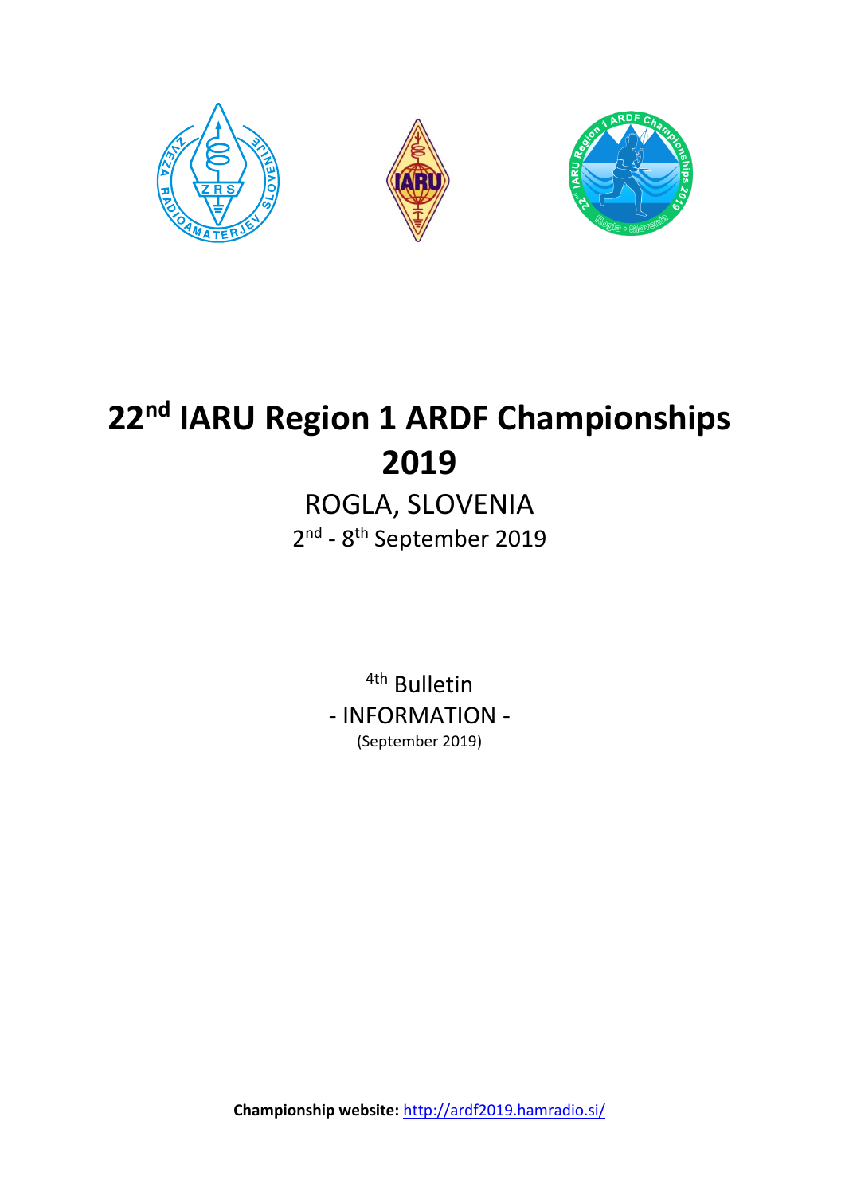# 22nd IARU Region 1 ARDF Championships 2019

ROGLA, SLOVENIA

2nd - 8th September 2019

4th Bulletin

- INFORMATION -

(September 2019)

**Championship website:** http://ardf2019.hamradio.si/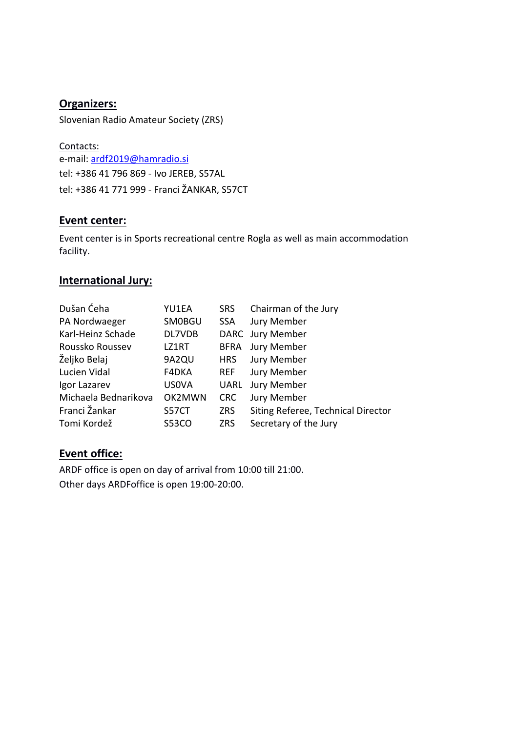## Organizers:

Slovenian Radio Amateur Society (ZRS)

Contacts:
e-mail: ardf2019@hamradio.si
tel: +386 41 796 869 - Ivo JEREB, S57AL
tel: +386 41 771 999 - Franci ŽANKAR, S57CT

## Event center:

Event center is in Sports recreational centre Rogla as well as main accommodation facility.

## International Jury:

| | | | |
|---|---|---|---|
| Dušan Ćeha | YU1EA | SRS | Chairman of the Jury |
| PA Nordwaeger | SM0BGU | SSA | Jury Member |
| Karl-Heinz Schade | DL7VDB | DARC | Jury Member |
| Roussko Roussev | LZ1RT | BFRA | Jury Member |
| Željko Belaj | 9A2QU | HRS | Jury Member |
| Lucien Vidal | F4DKA | REF | Jury Member |
| Igor Lazarev | US0VA | UARL | Jury Member |
| Michaela Bednarikova | OK2MWN | CRC | Jury Member |
| Franci Žankar | S57CT | ZRS | Siting Referee, Technical Director |
| Tomi Kordež | S53CO | ZRS | Secretary of the Jury |

## Event office:

ARDF office is open on day of arrival from 10:00 till 21:00.
Other days ARDFoffice is open 19:00-20:00.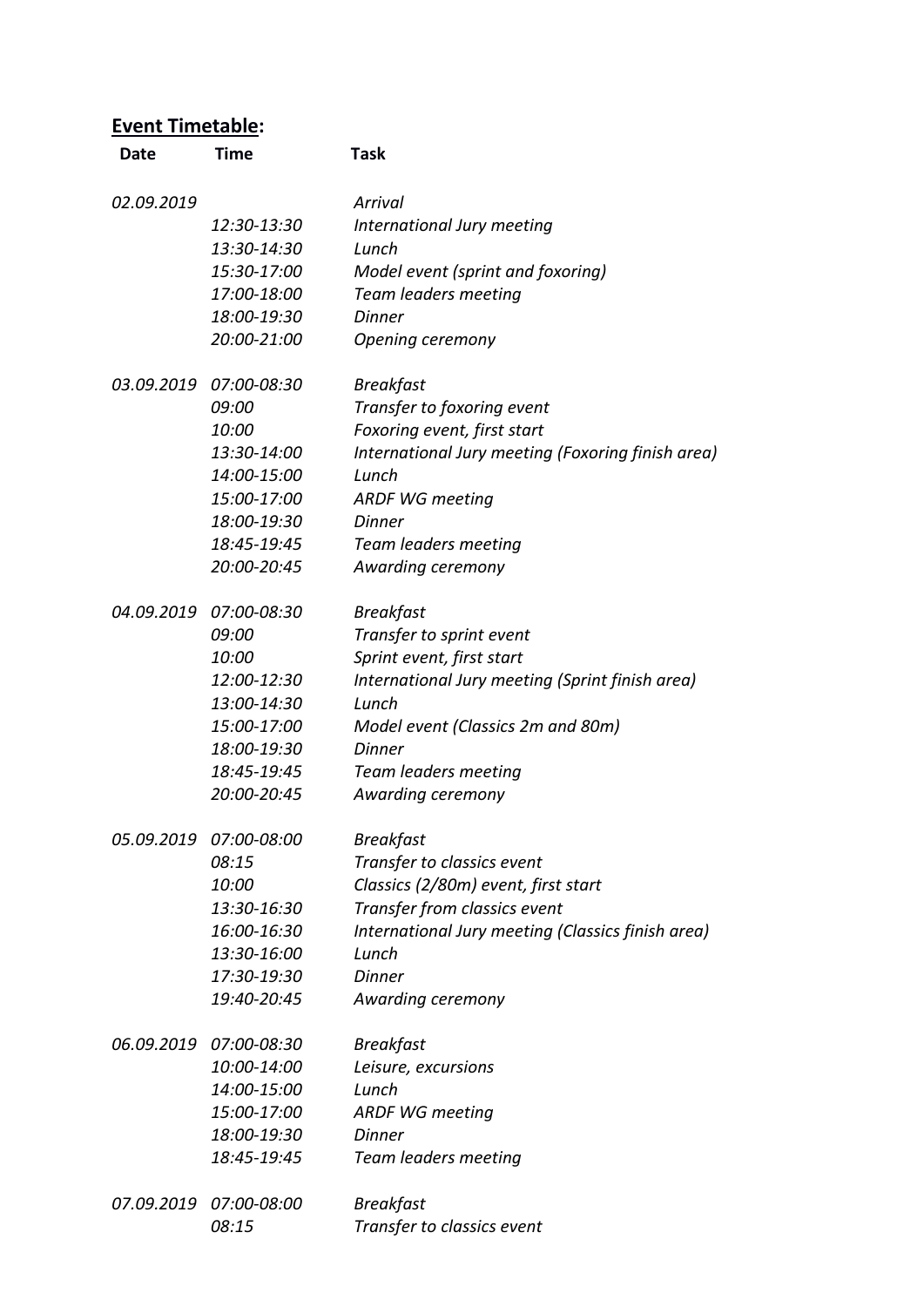**Event Timetable:**

| Date | Time | Task |
|---|---|---|
| *02.09.2019* | | *Arrival* |
| | *12:30-13:30* | *International Jury meeting* |
| | *13:30-14:30* | *Lunch* |
| | *15:30-17:00* | *Model event (sprint and foxoring)* |
| | *17:00-18:00* | *Team leaders meeting* |
| | *18:00-19:30* | *Dinner* |
| | *20:00-21:00* | *Opening ceremony* |
| *03.09.2019* | *07:00-08:30* | *Breakfast* |
| | *09:00* | *Transfer to foxoring event* |
| | *10:00* | *Foxoring event, first start* |
| | *13:30-14:00* | *International Jury meeting (Foxoring finish area)* |
| | *14:00-15:00* | *Lunch* |
| | *15:00-17:00* | *ARDF WG meeting* |
| | *18:00-19:30* | *Dinner* |
| | *18:45-19:45* | *Team leaders meeting* |
| | *20:00-20:45* | *Awarding ceremony* |
| *04.09.2019* | *07:00-08:30* | *Breakfast* |
| | *09:00* | *Transfer to sprint event* |
| | *10:00* | *Sprint event, first start* |
| | *12:00-12:30* | *International Jury meeting (Sprint finish area)* |
| | *13:00-14:30* | *Lunch* |
| | *15:00-17:00* | *Model event (Classics 2m and 80m)* |
| | *18:00-19:30* | *Dinner* |
| | *18:45-19:45* | *Team leaders meeting* |
| | *20:00-20:45* | *Awarding ceremony* |
| *05.09.2019* | *07:00-08:00* | *Breakfast* |
| | *08:15* | *Transfer to classics event* |
| | *10:00* | *Classics (2/80m) event, first start* |
| | *13:30-16:30* | *Transfer from classics event* |
| | *16:00-16:30* | *International Jury meeting (Classics finish area)* |
| | *13:30-16:00* | *Lunch* |
| | *17:30-19:30* | *Dinner* |
| | *19:40-20:45* | *Awarding ceremony* |
| *06.09.2019* | *07:00-08:30* | *Breakfast* |
| | *10:00-14:00* | *Leisure, excursions* |
| | *14:00-15:00* | *Lunch* |
| | *15:00-17:00* | *ARDF WG meeting* |
| | *18:00-19:30* | *Dinner* |
| | *18:45-19:45* | *Team leaders meeting* |
| *07.09.2019* | *07:00-08:00* | *Breakfast* |
| | *08:15* | *Transfer to classics event* |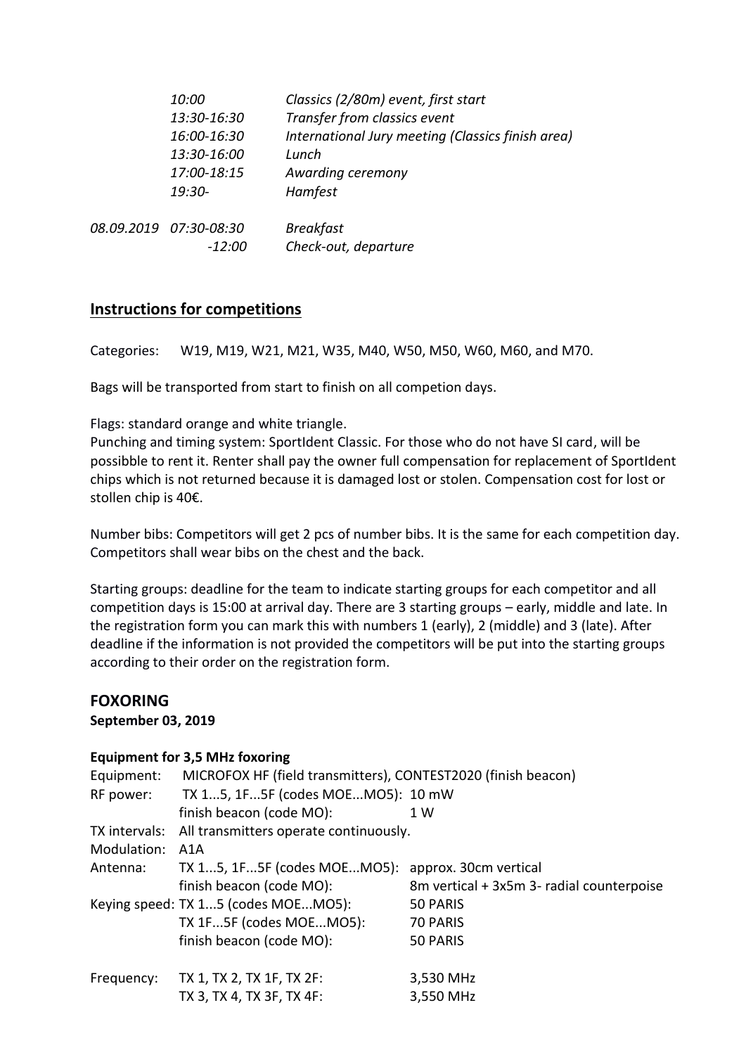| | | |
|---|---|---|
| | *10:00* | *Classics (2/80m) event, first start* |
| | *13:30-16:30* | *Transfer from classics event* |
| | *16:00-16:30* | *International Jury meeting (Classics finish area)* |
| | *13:30-16:00* | *Lunch* |
| | *17:00-18:15* | *Awarding ceremony* |
| | *19:30-* | *Hamfest* |
| *08.09.2019* | *07:30-08:30* | *Breakfast* |
| | *-12:00* | *Check-out, departure* |

## Instructions for competitions

Categories: W19, M19, W21, M21, W35, M40, W50, M50, W60, M60, and M70.

Bags will be transported from start to finish on all competion days.

Flags: standard orange and white triangle.
Punching and timing system: SportIdent Classic. For those who do not have SI card, will be possibble to rent it. Renter shall pay the owner full compensation for replacement of SportIdent chips which is not returned because it is damaged lost or stolen. Compensation cost for lost or stollen chip is 40€.

Number bibs: Competitors will get 2 pcs of number bibs. It is the same for each competition day. Competitors shall wear bibs on the chest and the back.

Starting groups: deadline for the team to indicate starting groups for each competitor and all competition days is 15:00 at arrival day. There are 3 starting groups – early, middle and late. In the registration form you can mark this with numbers 1 (early), 2 (middle) and 3 (late). After deadline if the information is not provided the competitors will be put into the starting groups according to their order on the registration form.

## FOXORING

**September 03, 2019**

### Equipment for 3,5 MHz foxoring

| | | |
|---|---|---|
| Equipment: | MICROFOX HF (field transmitters), CONTEST2020 (finish beacon) | |
| RF power: | TX 1...5, 1F...5F (codes MOE...MO5): | 10 mW |
| | finish beacon (code MO): | 1 W |
| TX intervals: | All transmitters operate continuously. | |
| Modulation: | A1A | |
| Antenna: | TX 1...5, 1F...5F (codes MOE...MO5): | approx. 30cm vertical |
| | finish beacon (code MO): | 8m vertical + 3x5m 3- radial counterpoise |
| Keying speed: | TX 1...5 (codes MOE...MO5): | 50 PARIS |
| | TX 1F...5F (codes MOE...MO5): | 70 PARIS |
| | finish beacon (code MO): | 50 PARIS |
| Frequency: | TX 1, TX 2, TX 1F, TX 2F: | 3,530 MHz |
| | TX 3, TX 4, TX 3F, TX 4F: | 3,550 MHz |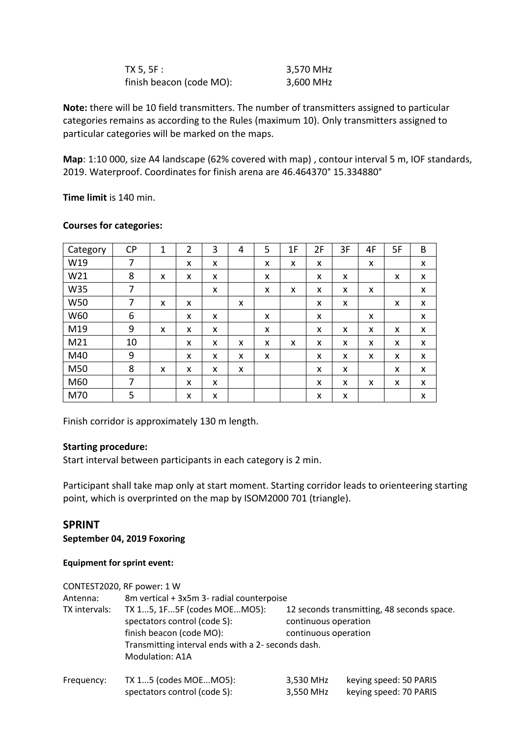| | |
|---|---|
| TX 5, 5F : | 3,570 MHz |
| finish beacon (code MO): | 3,600 MHz |

**Note:** there will be 10 field transmitters. The number of transmitters assigned to particular categories remains as according to the Rules (maximum 10). Only transmitters assigned to particular categories will be marked on the maps.

**Map**: 1:10 000, size A4 landscape (62% covered with map) , contour interval 5 m, IOF standards, 2019. Waterproof. Coordinates for finish arena are 46.464370° 15.334880°

**Time limit** is 140 min.

**Courses for categories:**

| Category | CP | 1 | 2 | 3 | 4 | 5 | 1F | 2F | 3F | 4F | 5F | B |
|---|---|---|---|---|---|---|---|---|---|---|---|---|
| W19 | 7 | | x | x | | x | x | x | | x | | x |
| W21 | 8 | x | x | x | | x | | x | x | | x | x |
| W35 | 7 | | | x | | x | x | x | x | x | | x |
| W50 | 7 | x | x | | x | | | x | x | | x | x |
| W60 | 6 | | x | x | | x | | x | | x | | x |
| M19 | 9 | x | x | x | | x | | x | x | x | x | x |
| M21 | 10 | | x | x | x | x | x | x | x | x | x | x |
| M40 | 9 | | x | x | x | x | | x | x | x | x | x |
| M50 | 8 | x | x | x | x | | | x | x | | x | x |
| M60 | 7 | | x | x | | | | x | x | x | x | x |
| M70 | 5 | | x | x | | | | x | x | | | x |

Finish corridor is approximately 130 m length.

**Starting procedure:**
Start interval between participants in each category is 2 min.

Participant shall take map only at start moment. Starting corridor leads to orienteering starting point, which is overprinted on the map by ISOM2000 701 (triangle).

## SPRINT

**September 04, 2019 Foxoring**

**Equipment for sprint event:**

CONTEST2020, RF power: 1 W

| | | | |
|---|---|---|---|
| Antenna: | 8m vertical + 3x5m 3- radial counterpoise | | |
| TX intervals: | TX 1...5, 1F...5F (codes MOE...MO5): | 12 seconds transmitting, 48 seconds space. | |
| | spectators control (code S): | continuous operation | |
| | finish beacon (code MO): | continuous operation | |
| | Transmitting interval ends with a 2- seconds dash. | | |
| | Modulation: A1A | | |
| Frequency: | TX 1...5 (codes MOE...MO5): | 3,530 MHz | keying speed: 50 PARIS |
| | spectators control (code S): | 3,550 MHz | keying speed: 70 PARIS |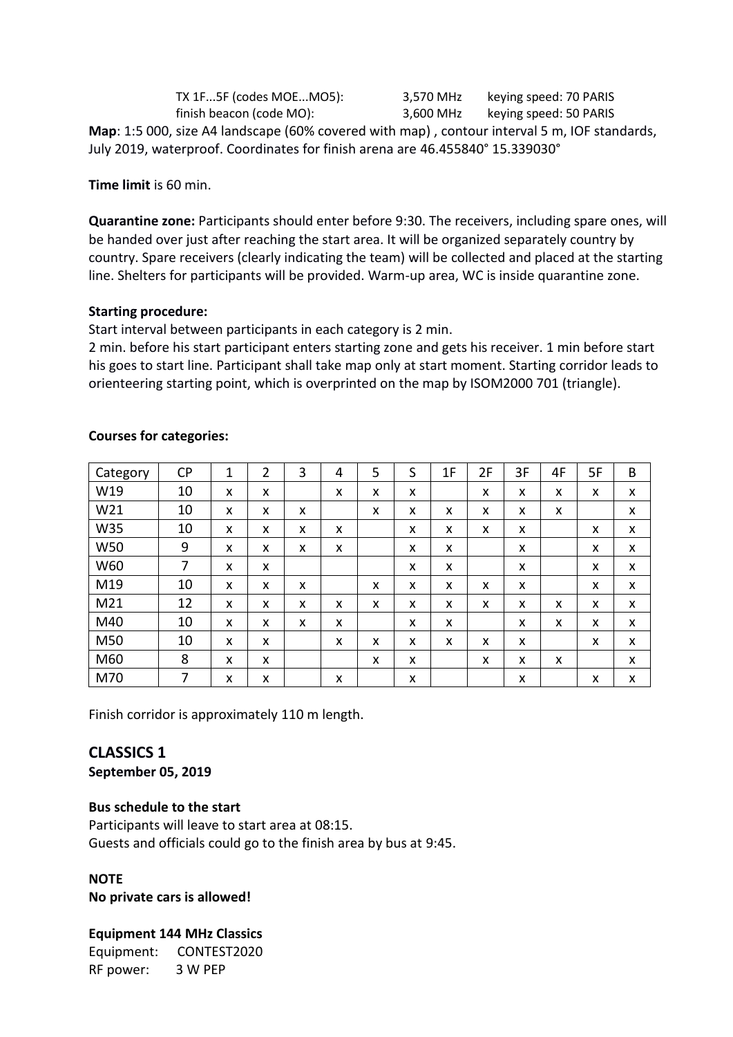TX 1F...5F (codes MOE...MO5): 3,570 MHz keying speed: 70 PARIS
finish beacon (code MO): 3,600 MHz keying speed: 50 PARIS

**Map**: 1:5 000, size A4 landscape (60% covered with map) , contour interval 5 m, IOF standards, July 2019, waterproof. Coordinates for finish arena are 46.455840° 15.339030°

**Time limit** is 60 min.

**Quarantine zone:** Participants should enter before 9:30. The receivers, including spare ones, will be handed over just after reaching the start area. It will be organized separately country by country. Spare receivers (clearly indicating the team) will be collected and placed at the starting line. Shelters for participants will be provided. Warm-up area, WC is inside quarantine zone.

**Starting procedure:**
Start interval between participants in each category is 2 min.
2 min. before his start participant enters starting zone and gets his receiver. 1 min before start his goes to start line. Participant shall take map only at start moment. Starting corridor leads to orienteering starting point, which is overprinted on the map by ISOM2000 701 (triangle).

**Courses for categories:**

| Category | CP | 1 | 2 | 3 | 4 | 5 | S | 1F | 2F | 3F | 4F | 5F | B |
|---|---|---|---|---|---|---|---|---|---|---|---|---|---|
| W19 | 10 | x | x | | x | x | x | | x | x | x | x | x |
| W21 | 10 | x | x | x | | x | x | x | x | x | x | | x |
| W35 | 10 | x | x | x | x | | x | x | x | x | | x | x |
| W50 | 9 | x | x | x | x | | x | x | | x | | x | x |
| W60 | 7 | x | x | | | | x | x | | x | | x | x |
| M19 | 10 | x | x | x | | x | x | x | x | x | | x | x |
| M21 | 12 | x | x | x | x | x | x | x | x | x | x | x | x |
| M40 | 10 | x | x | x | x | | x | x | | x | x | x | x |
| M50 | 10 | x | x | | x | x | x | x | x | x | | x | x |
| M60 | 8 | x | x | | | x | x | | x | x | x | | x |
| M70 | 7 | x | x | | x | | x | | | x | | x | x |

Finish corridor is approximately 110 m length.

## CLASSICS 1

**September 05, 2019**

**Bus schedule to the start**
Participants will leave to start area at 08:15.
Guests and officials could go to the finish area by bus at 9:45.

**NOTE**
**No private cars is allowed!**

**Equipment 144 MHz Classics**
Equipment: CONTEST2020
RF power: 3 W PEP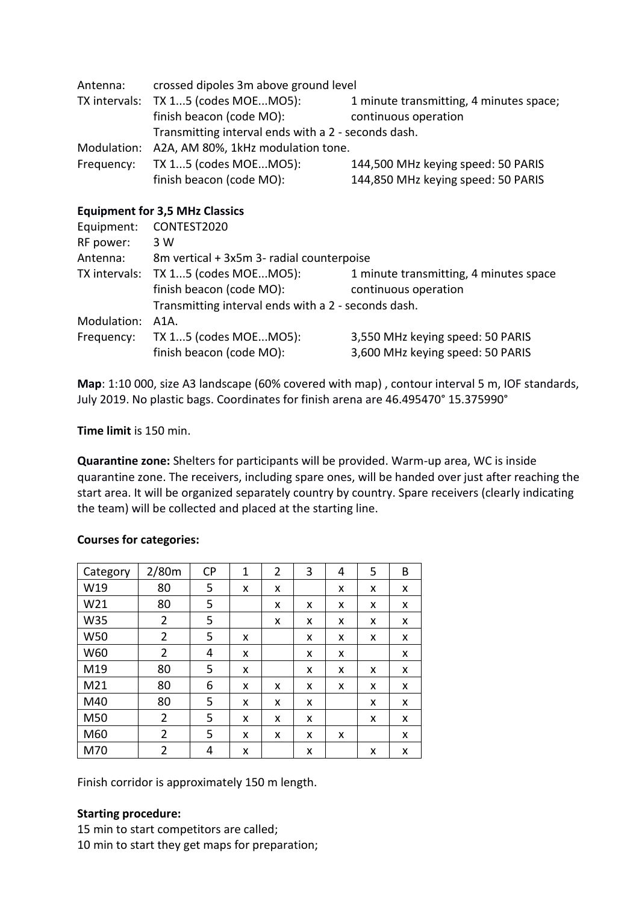Antenna: crossed dipoles 3m above ground level

TX intervals: TX 1...5 (codes MOE...MO5): 1 minute transmitting, 4 minutes space;
finish beacon (code MO): continuous operation
Transmitting interval ends with a 2 - seconds dash.

Modulation: A2A, AM 80%, 1kHz modulation tone.

Frequency: TX 1...5 (codes MOE...MO5): 144,500 MHz keying speed: 50 PARIS
finish beacon (code MO): 144,850 MHz keying speed: 50 PARIS

**Equipment for 3,5 MHz Classics**

Equipment: CONTEST2020

RF power: 3 W

Antenna: 8m vertical + 3x5m 3- radial counterpoise

TX intervals: TX 1...5 (codes MOE...MO5): 1 minute transmitting, 4 minutes space
finish beacon (code MO): continuous operation
Transmitting interval ends with a 2 - seconds dash.

Modulation: A1A.

Frequency: TX 1...5 (codes MOE...MO5): 3,550 MHz keying speed: 50 PARIS
finish beacon (code MO): 3,600 MHz keying speed: 50 PARIS

**Map**: 1:10 000, size A3 landscape (60% covered with map) , contour interval 5 m, IOF standards, July 2019. No plastic bags. Coordinates for finish arena are 46.495470° 15.375990°

**Time limit** is 150 min.

**Quarantine zone:** Shelters for participants will be provided. Warm-up area, WC is inside quarantine zone. The receivers, including spare ones, will be handed over just after reaching the start area. It will be organized separately country by country. Spare receivers (clearly indicating the team) will be collected and placed at the starting line.

**Courses for categories:**

| Category | 2/80m | CP | 1 | 2 | 3 | 4 | 5 | B |
|---|---|---|---|---|---|---|---|---|
| W19 | 80 | 5 | x | x | | x | x | x |
| W21 | 80 | 5 | | x | x | x | x | x |
| W35 | 2 | 5 | | x | x | x | x | x |
| W50 | 2 | 5 | x | | x | x | x | x |
| W60 | 2 | 4 | x | | x | x | | x |
| M19 | 80 | 5 | x | | x | x | x | x |
| M21 | 80 | 6 | x | x | x | x | x | x |
| M40 | 80 | 5 | x | x | x | | x | x |
| M50 | 2 | 5 | x | x | x | | x | x |
| M60 | 2 | 5 | x | x | x | x | | x |
| M70 | 2 | 4 | x | | x | | x | x |

Finish corridor is approximately 150 m length.

**Starting procedure:**

15 min to start competitors are called;
10 min to start they get maps for preparation;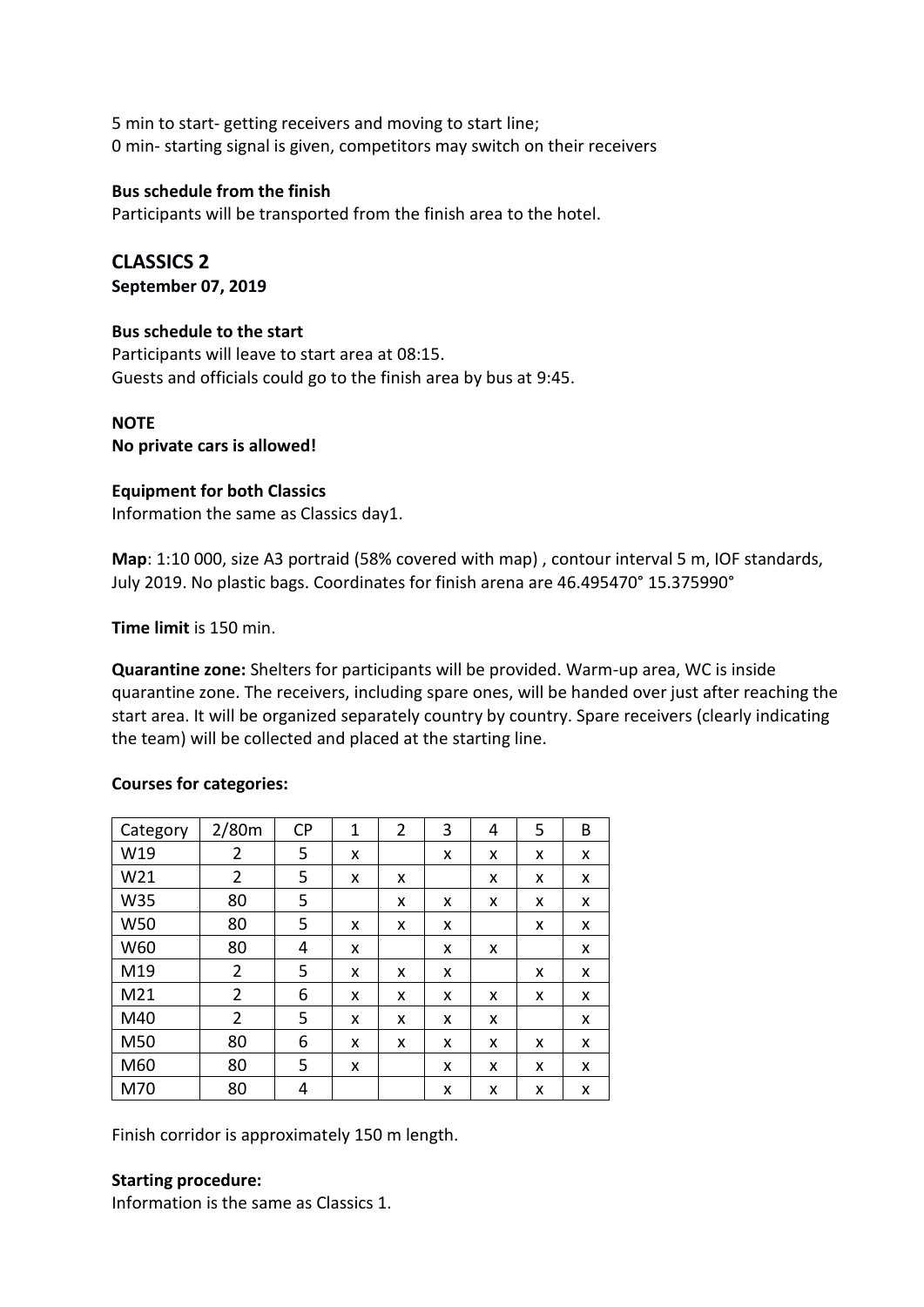5 min to start- getting receivers and moving to start line;
0 min- starting signal is given, competitors may switch on their receivers

**Bus schedule from the finish**
Participants will be transported from the finish area to the hotel.

## CLASSICS 2

**September 07, 2019**

**Bus schedule to the start**
Participants will leave to start area at 08:15.
Guests and officials could go to the finish area by bus at 9:45.

**NOTE**
**No private cars is allowed!**

**Equipment for both Classics**
Information the same as Classics day1.

**Map**: 1:10 000, size A3 portrait (58% covered with map) , contour interval 5 m, IOF standards, July 2019. No plastic bags. Coordinates for finish arena are 46.495470° 15.375990°

**Time limit** is 150 min.

**Quarantine zone:** Shelters for participants will be provided. Warm-up area, WC is inside quarantine zone. The receivers, including spare ones, will be handed over just after reaching the start area. It will be organized separately country by country. Spare receivers (clearly indicating the team) will be collected and placed at the starting line.

**Courses for categories:**

| Category | 2/80m | CP | 1 | 2 | 3 | 4 | 5 | B |
|---|---|---|---|---|---|---|---|---|
| W19 | 2 | 5 | x | | x | x | x | x |
| W21 | 2 | 5 | x | x | | x | x | x |
| W35 | 80 | 5 | | x | x | x | x | x |
| W50 | 80 | 5 | x | x | x | | x | x |
| W60 | 80 | 4 | x | | x | x | | x |
| M19 | 2 | 5 | x | x | x | | x | x |
| M21 | 2 | 6 | x | x | x | x | x | x |
| M40 | 2 | 5 | x | x | x | x | | x |
| M50 | 80 | 6 | x | x | x | x | x | x |
| M60 | 80 | 5 | x | | x | x | x | x |
| M70 | 80 | 4 | | | x | x | x | x |

Finish corridor is approximately 150 m length.

**Starting procedure:**
Information is the same as Classics 1.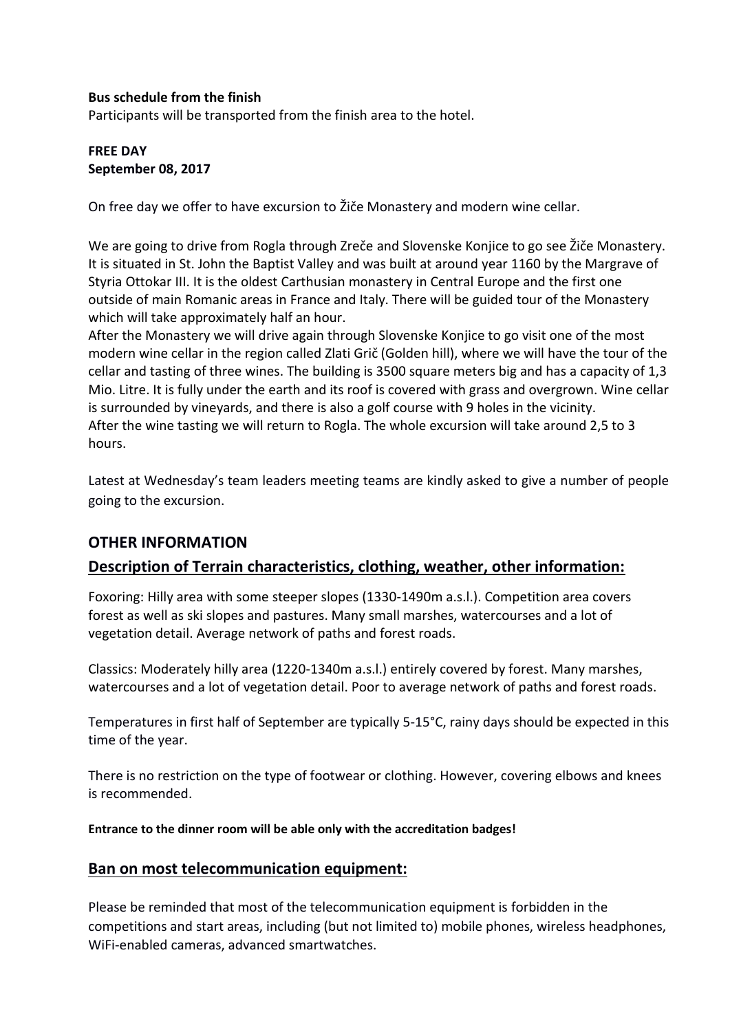**Bus schedule from the finish**

Participants will be transported from the finish area to the hotel.

**FREE DAY**
**September 08, 2017**

On free day we offer to have excursion to Žiče Monastery and modern wine cellar.

We are going to drive from Rogla through Zreče and Slovenske Konjice to go see Žiče Monastery. It is situated in St. John the Baptist Valley and was built at around year 1160 by the Margrave of Styria Ottokar III. It is the oldest Carthusian monastery in Central Europe and the first one outside of main Romanic areas in France and Italy. There will be guided tour of the Monastery which will take approximately half an hour.

After the Monastery we will drive again through Slovenske Konjice to go visit one of the most modern wine cellar in the region called Zlati Grič (Golden hill), where we will have the tour of the cellar and tasting of three wines. The building is 3500 square meters big and has a capacity of 1,3 Mio. Litre. It is fully under the earth and its roof is covered with grass and overgrown. Wine cellar is surrounded by vineyards, and there is also a golf course with 9 holes in the vicinity.

After the wine tasting we will return to Rogla. The whole excursion will take around 2,5 to 3 hours.

Latest at Wednesday's team leaders meeting teams are kindly asked to give a number of people going to the excursion.

## OTHER INFORMATION

## Description of Terrain characteristics, clothing, weather, other information:

Foxoring: Hilly area with some steeper slopes (1330-1490m a.s.l.). Competition area covers forest as well as ski slopes and pastures. Many small marshes, watercourses and a lot of vegetation detail. Average network of paths and forest roads.

Classics: Moderately hilly area (1220-1340m a.s.l.) entirely covered by forest. Many marshes, watercourses and a lot of vegetation detail. Poor to average network of paths and forest roads.

Temperatures in first half of September are typically 5-15°C, rainy days should be expected in this time of the year.

There is no restriction on the type of footwear or clothing. However, covering elbows and knees is recommended.

**Entrance to the dinner room will be able only with the accreditation badges!**

## Ban on most telecommunication equipment:

Please be reminded that most of the telecommunication equipment is forbidden in the competitions and start areas, including (but not limited to) mobile phones, wireless headphones, WiFi-enabled cameras, advanced smartwatches.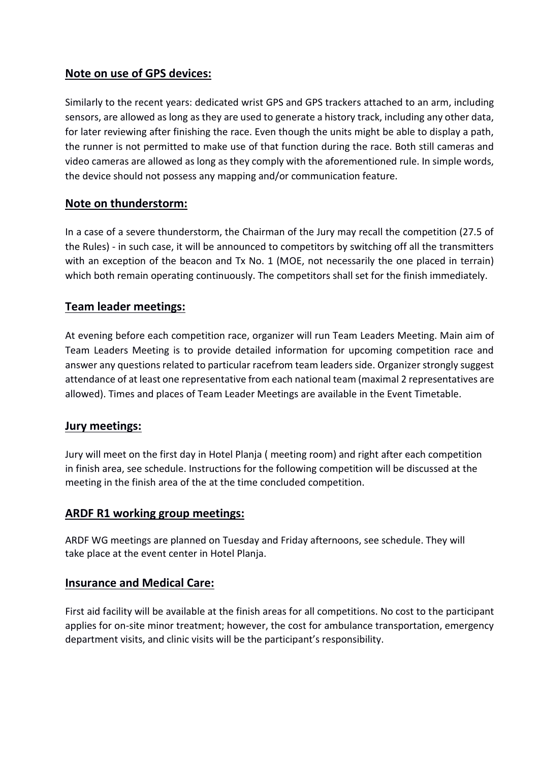## Note on use of GPS devices:

Similarly to the recent years: dedicated wrist GPS and GPS trackers attached to an arm, including sensors, are allowed as long as they are used to generate a history track, including any other data, for later reviewing after finishing the race. Even though the units might be able to display a path, the runner is not permitted to make use of that function during the race. Both still cameras and video cameras are allowed as long as they comply with the aforementioned rule. In simple words, the device should not possess any mapping and/or communication feature.

## Note on thunderstorm:

In a case of a severe thunderstorm, the Chairman of the Jury may recall the competition (27.5 of the Rules) - in such case, it will be announced to competitors by switching off all the transmitters with an exception of the beacon and Tx No. 1 (MOE, not necessarily the one placed in terrain) which both remain operating continuously. The competitors shall set for the finish immediately.

## Team leader meetings:

At evening before each competition race, organizer will run Team Leaders Meeting. Main aim of Team Leaders Meeting is to provide detailed information for upcoming competition race and answer any questions related to particular racefrom team leaders side. Organizer strongly suggest attendance of at least one representative from each national team (maximal 2 representatives are allowed). Times and places of Team Leader Meetings are available in the Event Timetable.

## Jury meetings:

Jury will meet on the first day in Hotel Planja ( meeting room) and right after each competition in finish area, see schedule. Instructions for the following competition will be discussed at the meeting in the finish area of the at the time concluded competition.

## ARDF R1 working group meetings:

ARDF WG meetings are planned on Tuesday and Friday afternoons, see schedule. They will take place at the event center in Hotel Planja.

## Insurance and Medical Care:

First aid facility will be available at the finish areas for all competitions. No cost to the participant applies for on-site minor treatment; however, the cost for ambulance transportation, emergency department visits, and clinic visits will be the participant's responsibility.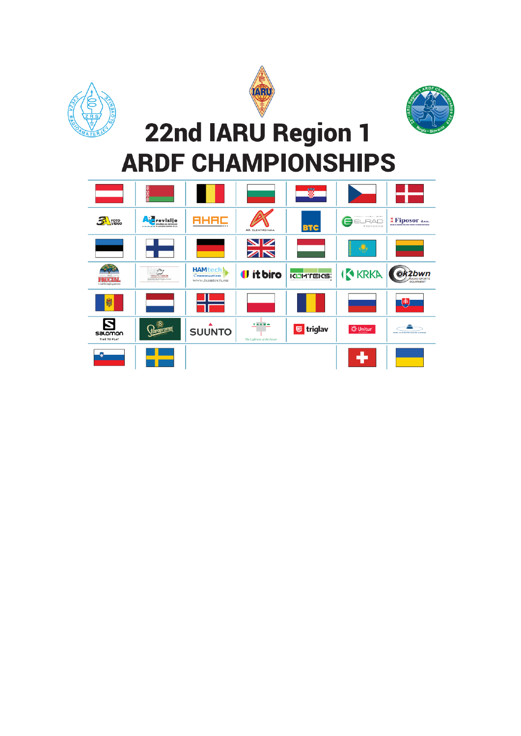# 22nd IARU Region 1 ARDF CHAMPIONSHIPS